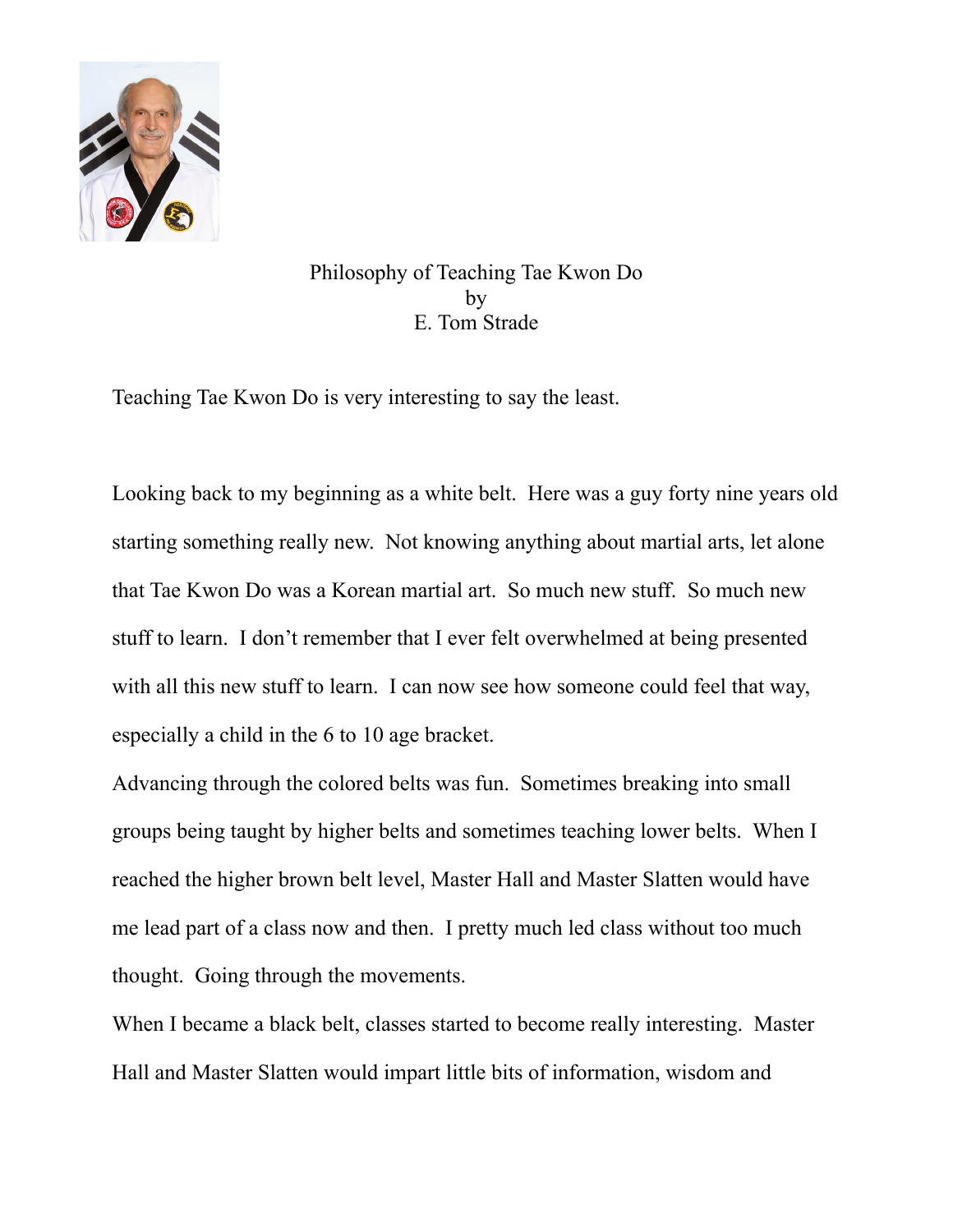# Philosophy of Teaching Tae Kwon Do

by

E. Tom Strade

Teaching Tae Kwon Do is very interesting to say the least.

Looking back to my beginning as a white belt. Here was a guy forty nine years old starting something really new. Not knowing anything about martial arts, let alone that Tae Kwon Do was a Korean martial art. So much new stuff. So much new stuff to learn. I don't remember that I ever felt overwhelmed at being presented with all this new stuff to learn. I can now see how someone could feel that way, especially a child in the 6 to 10 age bracket.

Advancing through the colored belts was fun. Sometimes breaking into small groups being taught by higher belts and sometimes teaching lower belts. When I reached the higher brown belt level, Master Hall and Master Slatten would have me lead part of a class now and then. I pretty much led class without too much thought. Going through the movements.

When I became a black belt, classes started to become really interesting. Master Hall and Master Slatten would impart little bits of information, wisdom and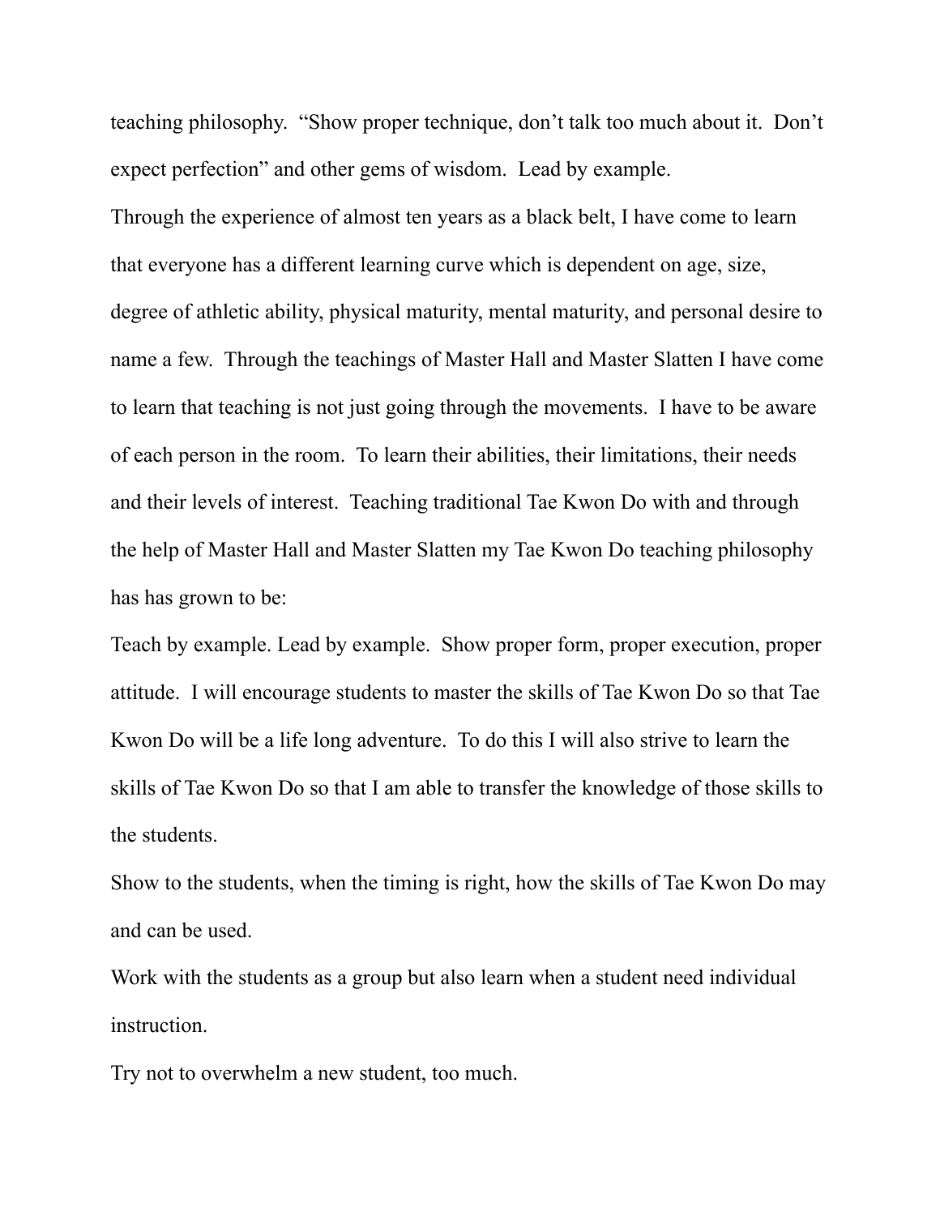teaching philosophy. "Show proper technique, don't talk too much about it. Don't expect perfection" and other gems of wisdom. Lead by example.

Through the experience of almost ten years as a black belt, I have come to learn that everyone has a different learning curve which is dependent on age, size, degree of athletic ability, physical maturity, mental maturity, and personal desire to name a few. Through the teachings of Master Hall and Master Slatten I have come to learn that teaching is not just going through the movements. I have to be aware of each person in the room. To learn their abilities, their limitations, their needs and their levels of interest. Teaching traditional Tae Kwon Do with and through the help of Master Hall and Master Slatten my Tae Kwon Do teaching philosophy has has grown to be:

Teach by example. Lead by example. Show proper form, proper execution, proper attitude. I will encourage students to master the skills of Tae Kwon Do so that Tae Kwon Do will be a life long adventure. To do this I will also strive to learn the skills of Tae Kwon Do so that I am able to transfer the knowledge of those skills to the students.

Show to the students, when the timing is right, how the skills of Tae Kwon Do may and can be used.

Work with the students as a group but also learn when a student need individual instruction.

Try not to overwhelm a new student, too much.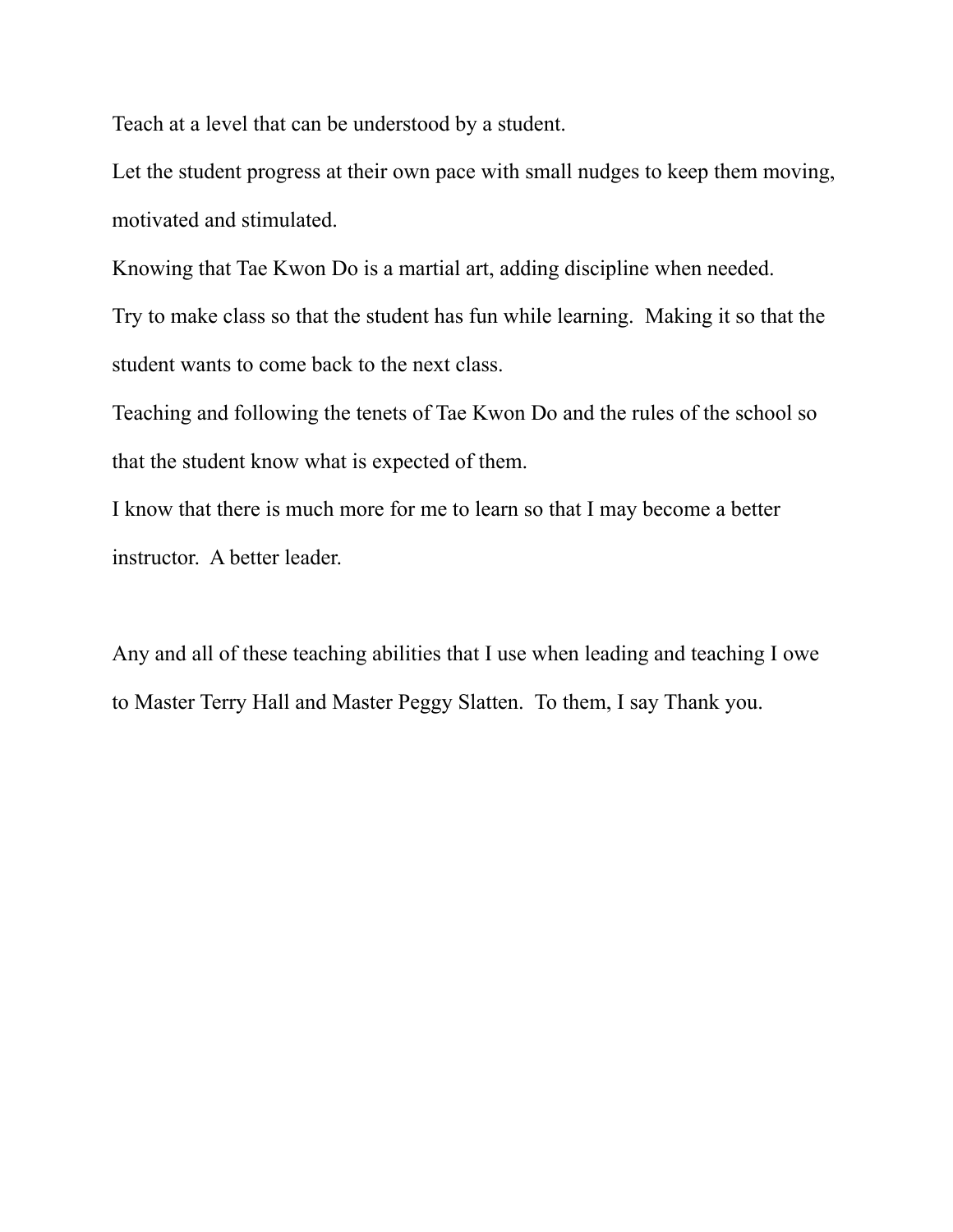Teach at a level that can be understood by a student.

Let the student progress at their own pace with small nudges to keep them moving, motivated and stimulated.

Knowing that Tae Kwon Do is a martial art, adding discipline when needed.

Try to make class so that the student has fun while learning. Making it so that the student wants to come back to the next class.

Teaching and following the tenets of Tae Kwon Do and the rules of the school so that the student know what is expected of them.

I know that there is much more for me to learn so that I may become a better instructor. A better leader.

Any and all of these teaching abilities that I use when leading and teaching I owe to Master Terry Hall and Master Peggy Slatten. To them, I say Thank you.